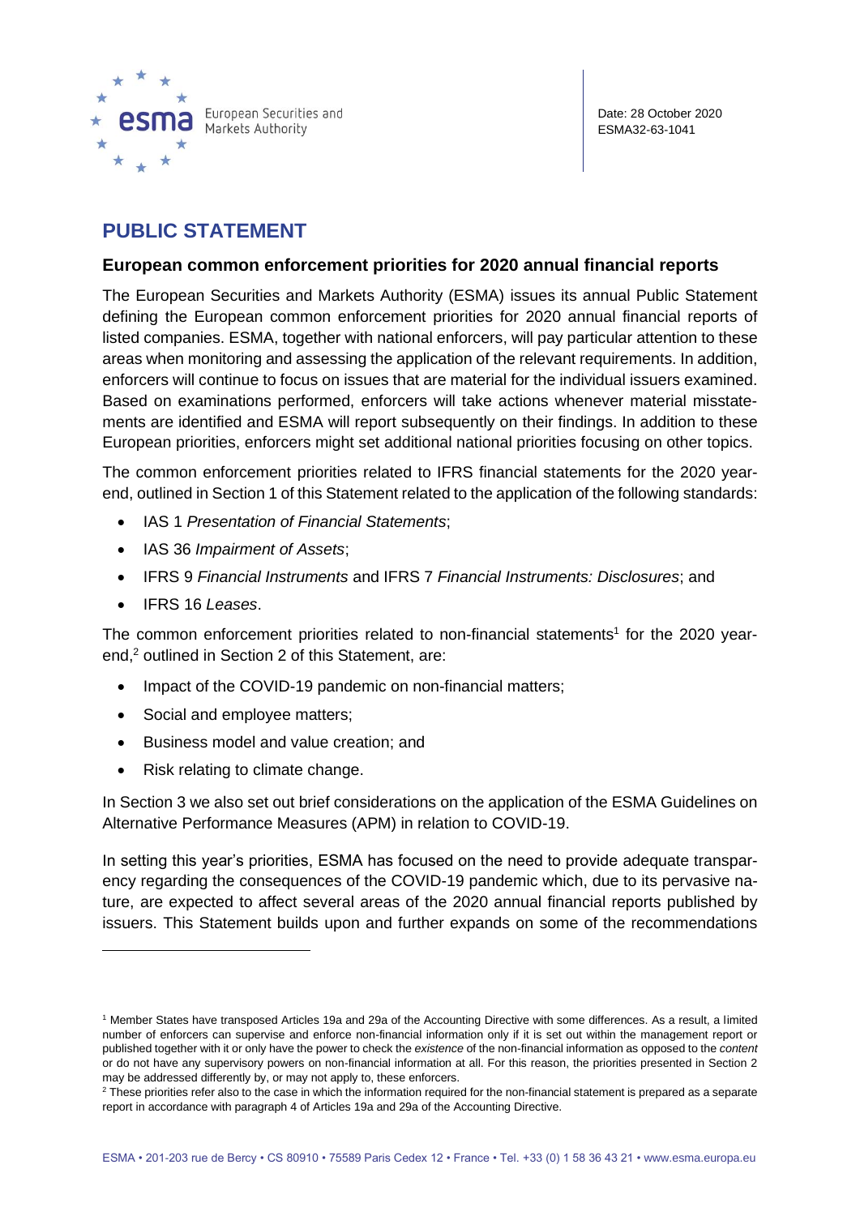European Securities and Markets Authority

Date: 28 October 2020
ESMA32-63-1041

# PUBLIC STATEMENT

## European common enforcement priorities for 2020 annual financial reports

The European Securities and Markets Authority (ESMA) issues its annual Public Statement defining the European common enforcement priorities for 2020 annual financial reports of listed companies. ESMA, together with national enforcers, will pay particular attention to these areas when monitoring and assessing the application of the relevant requirements. In addition, enforcers will continue to focus on issues that are material for the individual issuers examined. Based on examinations performed, enforcers will take actions whenever material misstatements are identified and ESMA will report subsequently on their findings. In addition to these European priorities, enforcers might set additional national priorities focusing on other topics.

The common enforcement priorities related to IFRS financial statements for the 2020 year-end, outlined in Section 1 of this Statement related to the application of the following standards:

- IAS 1 *Presentation of Financial Statements*;
- IAS 36 *Impairment of Assets*;
- IFRS 9 *Financial Instruments* and IFRS 7 *Financial Instruments: Disclosures*; and
- IFRS 16 *Leases*.

The common enforcement priorities related to non-financial statements[1] for the 2020 year-end,[2] outlined in Section 2 of this Statement, are:

- Impact of the COVID-19 pandemic on non-financial matters;
- Social and employee matters;
- Business model and value creation; and
- Risk relating to climate change.

In Section 3 we also set out brief considerations on the application of the ESMA Guidelines on Alternative Performance Measures (APM) in relation to COVID-19.

In setting this year's priorities, ESMA has focused on the need to provide adequate transparency regarding the consequences of the COVID-19 pandemic which, due to its pervasive nature, are expected to affect several areas of the 2020 annual financial reports published by issuers. This Statement builds upon and further expands on some of the recommendations

---

[1] Member States have transposed Articles 19a and 29a of the Accounting Directive with some differences. As a result, a limited number of enforcers can supervise and enforce non-financial information only if it is set out within the management report or published together with it or only have the power to check the *existence* of the non-financial information as opposed to the *content* or do not have any supervisory powers on non-financial information at all. For this reason, the priorities presented in Section 2 may be addressed differently by, or may not apply to, these enforcers.

[2] These priorities refer also to the case in which the information required for the non-financial statement is prepared as a separate report in accordance with paragraph 4 of Articles 19a and 29a of the Accounting Directive.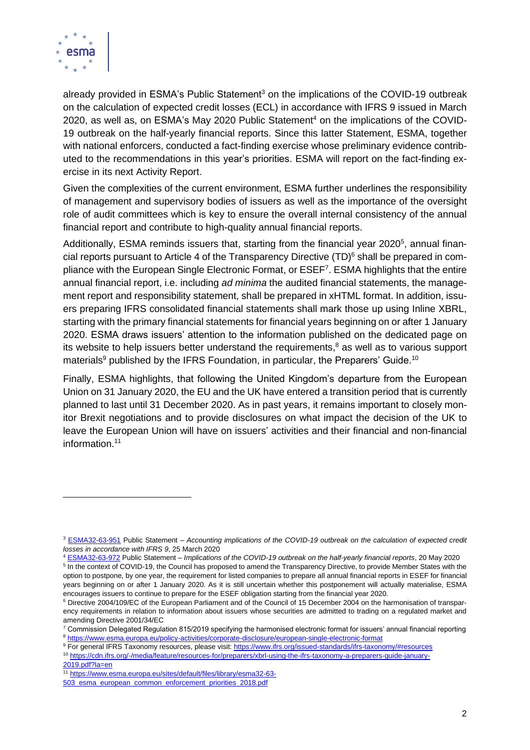already provided in ESMA's Public Statement[3] on the implications of the COVID-19 outbreak on the calculation of expected credit losses (ECL) in accordance with IFRS 9 issued in March 2020, as well as, on ESMA's May 2020 Public Statement[4] on the implications of the COVID-19 outbreak on the half-yearly financial reports. Since this latter Statement, ESMA, together with national enforcers, conducted a fact-finding exercise whose preliminary evidence contributed to the recommendations in this year's priorities. ESMA will report on the fact-finding exercise in its next Activity Report.

Given the complexities of the current environment, ESMA further underlines the responsibility of management and supervisory bodies of issuers as well as the importance of the oversight role of audit committees which is key to ensure the overall internal consistency of the annual financial report and contribute to high-quality annual financial reports.

Additionally, ESMA reminds issuers that, starting from the financial year 2020[5], annual financial reports pursuant to Article 4 of the Transparency Directive (TD)[6] shall be prepared in compliance with the European Single Electronic Format, or ESEF[7]. ESMA highlights that the entire annual financial report, i.e. including *ad minima* the audited financial statements, the management report and responsibility statement, shall be prepared in xHTML format. In addition, issuers preparing IFRS consolidated financial statements shall mark those up using Inline XBRL, starting with the primary financial statements for financial years beginning on or after 1 January 2020. ESMA draws issuers' attention to the information published on the dedicated page on its website to help issuers better understand the requirements,[8] as well as to various support materials[9] published by the IFRS Foundation, in particular, the Preparers' Guide.[10]

Finally, ESMA highlights, that following the United Kingdom's departure from the European Union on 31 January 2020, the EU and the UK have entered a transition period that is currently planned to last until 31 December 2020. As in past years, it remains important to closely monitor Brexit negotiations and to provide disclosures on what impact the decision of the UK to leave the European Union will have on issuers' activities and their financial and non-financial information.[11]

---

[3] ESMA32-63-951 Public Statement – *Accounting implications of the COVID-19 outbreak on the calculation of expected credit losses in accordance with IFRS 9*, 25 March 2020

[4] ESMA32-63-972 Public Statement – *Implications of the COVID-19 outbreak on the half-yearly financial reports*, 20 May 2020

[5] In the context of COVID-19, the Council has proposed to amend the Transparency Directive, to provide Member States with the option to postpone, by one year, the requirement for listed companies to prepare all annual financial reports in ESEF for financial years beginning on or after 1 January 2020. As it is still uncertain whether this postponement will actually materialise, ESMA encourages issuers to continue to prepare for the ESEF obligation starting from the financial year 2020.

[6] Directive 2004/109/EC of the European Parliament and of the Council of 15 December 2004 on the harmonisation of transparency requirements in relation to information about issuers whose securities are admitted to trading on a regulated market and amending Directive 2001/34/EC

[7] Commission Delegated Regulation 815/2019 specifying the harmonised electronic format for issuers' annual financial reporting

[8] https://www.esma.europa.eu/policy-activities/corporate-disclosure/european-single-electronic-format

[9] For general IFRS Taxonomy resources, please visit: https://www.ifrs.org/issued-standards/ifrs-taxonomy/#resources

[10] https://cdn.ifrs.org/-/media/feature/resources-for/preparers/xbrl-using-the-ifrs-taxonomy-a-preparers-guide-january-2019.pdf?la=en

[11] https://www.esma.europa.eu/sites/default/files/library/esma32-63-503_esma_european_common_enforcement_priorities_2018.pdf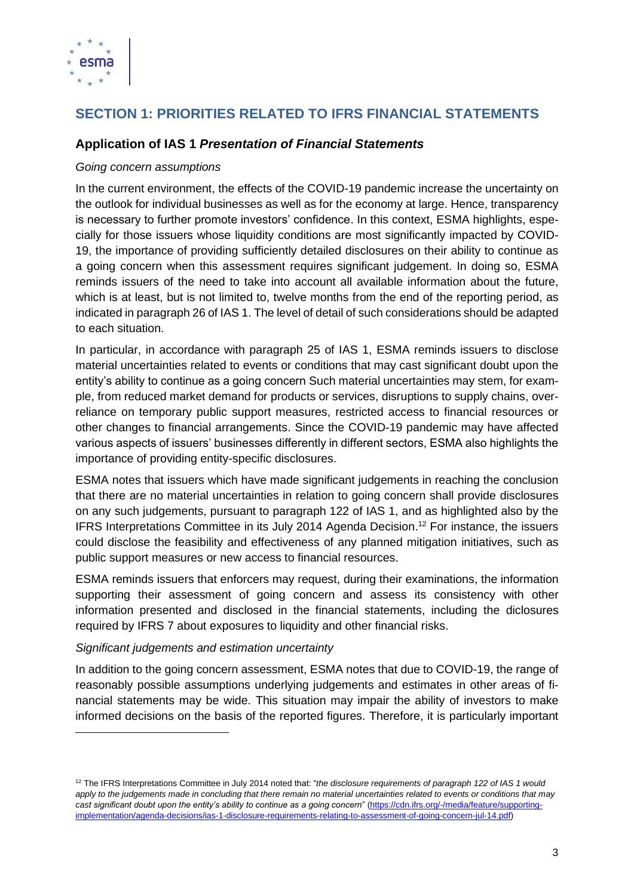# SECTION 1: PRIORITIES RELATED TO IFRS FINANCIAL STATEMENTS

## Application of IAS 1 *Presentation of Financial Statements*

*Going concern assumptions*

In the current environment, the effects of the COVID-19 pandemic increase the uncertainty on the outlook for individual businesses as well as for the economy at large. Hence, transparency is necessary to further promote investors' confidence. In this context, ESMA highlights, especially for those issuers whose liquidity conditions are most significantly impacted by COVID-19, the importance of providing sufficiently detailed disclosures on their ability to continue as a going concern when this assessment requires significant judgement. In doing so, ESMA reminds issuers of the need to take into account all available information about the future, which is at least, but is not limited to, twelve months from the end of the reporting period, as indicated in paragraph 26 of IAS 1. The level of detail of such considerations should be adapted to each situation.

In particular, in accordance with paragraph 25 of IAS 1, ESMA reminds issuers to disclose material uncertainties related to events or conditions that may cast significant doubt upon the entity's ability to continue as a going concern Such material uncertainties may stem, for example, from reduced market demand for products or services, disruptions to supply chains, over-reliance on temporary public support measures, restricted access to financial resources or other changes to financial arrangements. Since the COVID-19 pandemic may have affected various aspects of issuers' businesses differently in different sectors, ESMA also highlights the importance of providing entity-specific disclosures.

ESMA notes that issuers which have made significant judgements in reaching the conclusion that there are no material uncertainties in relation to going concern shall provide disclosures on any such judgements, pursuant to paragraph 122 of IAS 1, and as highlighted also by the IFRS Interpretations Committee in its July 2014 Agenda Decision.[12] For instance, the issuers could disclose the feasibility and effectiveness of any planned mitigation initiatives, such as public support measures or new access to financial resources.

ESMA reminds issuers that enforcers may request, during their examinations, the information supporting their assessment of going concern and assess its consistency with other information presented and disclosed in the financial statements, including the diclosures required by IFRS 7 about exposures to liquidity and other financial risks.

*Significant judgements and estimation uncertainty*

In addition to the going concern assessment, ESMA notes that due to COVID-19, the range of reasonably possible assumptions underlying judgements and estimates in other areas of financial statements may be wide. This situation may impair the ability of investors to make informed decisions on the basis of the reported figures. Therefore, it is particularly important

---

[12] The IFRS Interpretations Committee in July 2014 noted that: "*the disclosure requirements of paragraph 122 of IAS 1 would apply to the judgements made in concluding that there remain no material uncertainties related to events or conditions that may cast significant doubt upon the entity's ability to continue as a going concern*" (https://cdn.ifrs.org/-/media/feature/supporting-implementation/agenda-decisions/ias-1-disclosure-requirements-relating-to-assessment-of-going-concern-jul-14.pdf)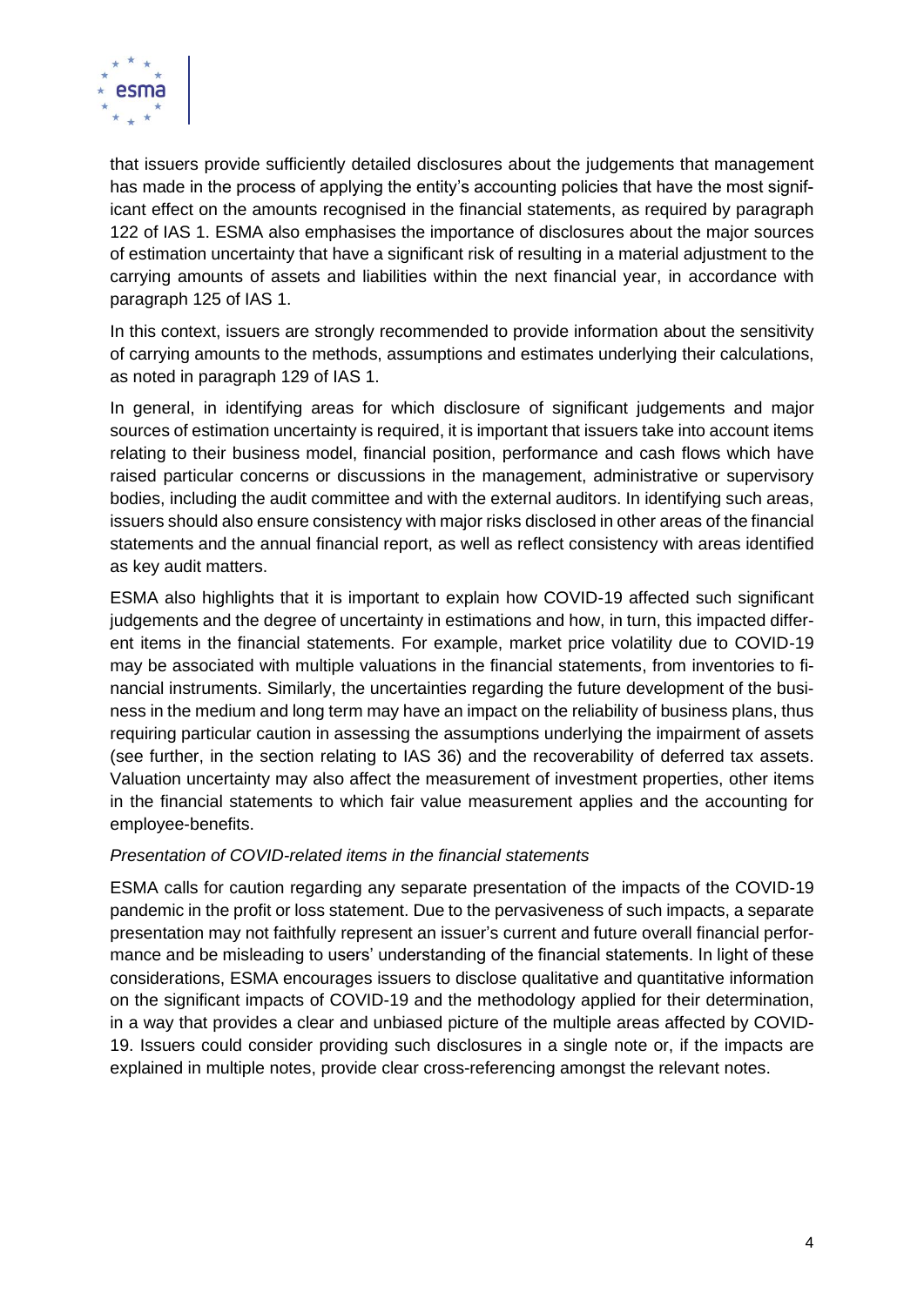that issuers provide sufficiently detailed disclosures about the judgements that management has made in the process of applying the entity's accounting policies that have the most significant effect on the amounts recognised in the financial statements, as required by paragraph 122 of IAS 1. ESMA also emphasises the importance of disclosures about the major sources of estimation uncertainty that have a significant risk of resulting in a material adjustment to the carrying amounts of assets and liabilities within the next financial year, in accordance with paragraph 125 of IAS 1.

In this context, issuers are strongly recommended to provide information about the sensitivity of carrying amounts to the methods, assumptions and estimates underlying their calculations, as noted in paragraph 129 of IAS 1.

In general, in identifying areas for which disclosure of significant judgements and major sources of estimation uncertainty is required, it is important that issuers take into account items relating to their business model, financial position, performance and cash flows which have raised particular concerns or discussions in the management, administrative or supervisory bodies, including the audit committee and with the external auditors. In identifying such areas, issuers should also ensure consistency with major risks disclosed in other areas of the financial statements and the annual financial report, as well as reflect consistency with areas identified as key audit matters.

ESMA also highlights that it is important to explain how COVID-19 affected such significant judgements and the degree of uncertainty in estimations and how, in turn, this impacted different items in the financial statements. For example, market price volatility due to COVID-19 may be associated with multiple valuations in the financial statements, from inventories to financial instruments. Similarly, the uncertainties regarding the future development of the business in the medium and long term may have an impact on the reliability of business plans, thus requiring particular caution in assessing the assumptions underlying the impairment of assets (see further, in the section relating to IAS 36) and the recoverability of deferred tax assets. Valuation uncertainty may also affect the measurement of investment properties, other items in the financial statements to which fair value measurement applies and the accounting for employee-benefits.

*Presentation of COVID-related items in the financial statements*

ESMA calls for caution regarding any separate presentation of the impacts of the COVID-19 pandemic in the profit or loss statement. Due to the pervasiveness of such impacts, a separate presentation may not faithfully represent an issuer's current and future overall financial performance and be misleading to users' understanding of the financial statements. In light of these considerations, ESMA encourages issuers to disclose qualitative and quantitative information on the significant impacts of COVID-19 and the methodology applied for their determination, in a way that provides a clear and unbiased picture of the multiple areas affected by COVID-19. Issuers could consider providing such disclosures in a single note or, if the impacts are explained in multiple notes, provide clear cross-referencing amongst the relevant notes.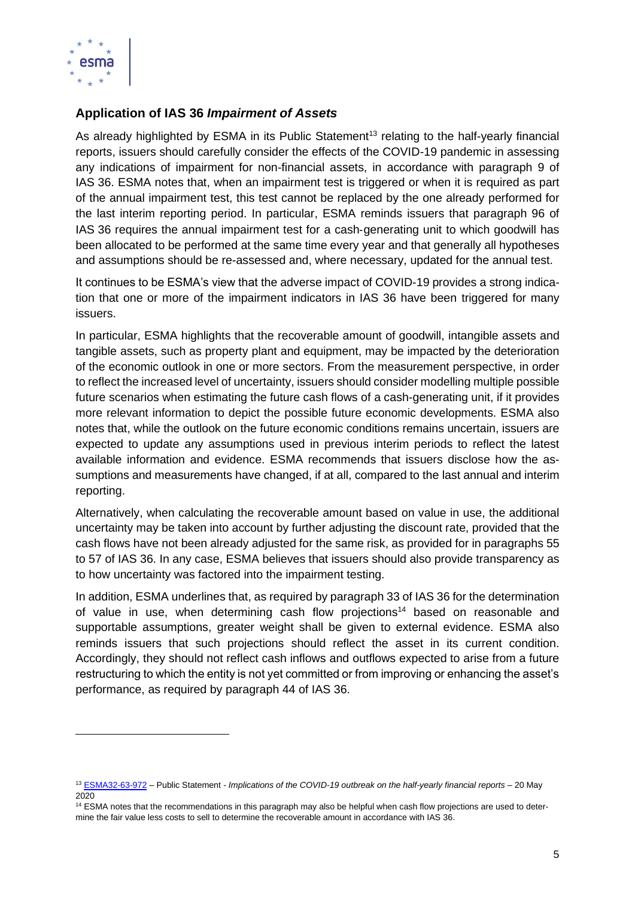## Application of IAS 36 *Impairment of Assets*

As already highlighted by ESMA in its Public Statement[13] relating to the half-yearly financial reports, issuers should carefully consider the effects of the COVID-19 pandemic in assessing any indications of impairment for non-financial assets, in accordance with paragraph 9 of IAS 36. ESMA notes that, when an impairment test is triggered or when it is required as part of the annual impairment test, this test cannot be replaced by the one already performed for the last interim reporting period. In particular, ESMA reminds issuers that paragraph 96 of IAS 36 requires the annual impairment test for a cash-generating unit to which goodwill has been allocated to be performed at the same time every year and that generally all hypotheses and assumptions should be re-assessed and, where necessary, updated for the annual test.

It continues to be ESMA's view that the adverse impact of COVID-19 provides a strong indication that one or more of the impairment indicators in IAS 36 have been triggered for many issuers.

In particular, ESMA highlights that the recoverable amount of goodwill, intangible assets and tangible assets, such as property plant and equipment, may be impacted by the deterioration of the economic outlook in one or more sectors. From the measurement perspective, in order to reflect the increased level of uncertainty, issuers should consider modelling multiple possible future scenarios when estimating the future cash flows of a cash-generating unit, if it provides more relevant information to depict the possible future economic developments. ESMA also notes that, while the outlook on the future economic conditions remains uncertain, issuers are expected to update any assumptions used in previous interim periods to reflect the latest available information and evidence. ESMA recommends that issuers disclose how the assumptions and measurements have changed, if at all, compared to the last annual and interim reporting.

Alternatively, when calculating the recoverable amount based on value in use, the additional uncertainty may be taken into account by further adjusting the discount rate, provided that the cash flows have not been already adjusted for the same risk, as provided for in paragraphs 55 to 57 of IAS 36. In any case, ESMA believes that issuers should also provide transparency as to how uncertainty was factored into the impairment testing.

In addition, ESMA underlines that, as required by paragraph 33 of IAS 36 for the determination of value in use, when determining cash flow projections[14] based on reasonable and supportable assumptions, greater weight shall be given to external evidence. ESMA also reminds issuers that such projections should reflect the asset in its current condition. Accordingly, they should not reflect cash inflows and outflows expected to arise from a future restructuring to which the entity is not yet committed or from improving or enhancing the asset's performance, as required by paragraph 44 of IAS 36.

---

[13] ESMA32-63-972 – Public Statement - *Implications of the COVID-19 outbreak on the half-yearly financial reports* – 20 May 2020

[14] ESMA notes that the recommendations in this paragraph may also be helpful when cash flow projections are used to determine the fair value less costs to sell to determine the recoverable amount in accordance with IAS 36.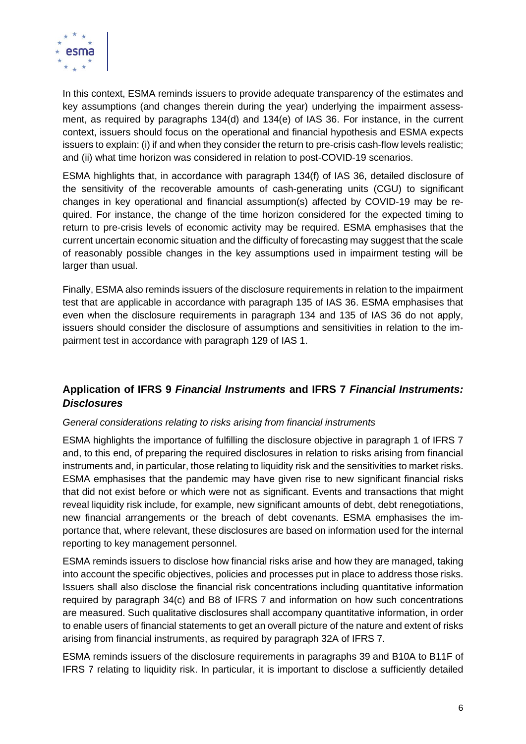In this context, ESMA reminds issuers to provide adequate transparency of the estimates and key assumptions (and changes therein during the year) underlying the impairment assessment, as required by paragraphs 134(d) and 134(e) of IAS 36. For instance, in the current context, issuers should focus on the operational and financial hypothesis and ESMA expects issuers to explain: (i) if and when they consider the return to pre-crisis cash-flow levels realistic; and (ii) what time horizon was considered in relation to post-COVID-19 scenarios.

ESMA highlights that, in accordance with paragraph 134(f) of IAS 36, detailed disclosure of the sensitivity of the recoverable amounts of cash-generating units (CGU) to significant changes in key operational and financial assumption(s) affected by COVID-19 may be required. For instance, the change of the time horizon considered for the expected timing to return to pre-crisis levels of economic activity may be required. ESMA emphasises that the current uncertain economic situation and the difficulty of forecasting may suggest that the scale of reasonably possible changes in the key assumptions used in impairment testing will be larger than usual.

Finally, ESMA also reminds issuers of the disclosure requirements in relation to the impairment test that are applicable in accordance with paragraph 135 of IAS 36. ESMA emphasises that even when the disclosure requirements in paragraph 134 and 135 of IAS 36 do not apply, issuers should consider the disclosure of assumptions and sensitivities in relation to the impairment test in accordance with paragraph 129 of IAS 1.

## Application of IFRS 9 *Financial Instruments* and IFRS 7 *Financial Instruments: Disclosures*

*General considerations relating to risks arising from financial instruments*

ESMA highlights the importance of fulfilling the disclosure objective in paragraph 1 of IFRS 7 and, to this end, of preparing the required disclosures in relation to risks arising from financial instruments and, in particular, those relating to liquidity risk and the sensitivities to market risks. ESMA emphasises that the pandemic may have given rise to new significant financial risks that did not exist before or which were not as significant. Events and transactions that might reveal liquidity risk include, for example, new significant amounts of debt, debt renegotiations, new financial arrangements or the breach of debt covenants. ESMA emphasises the importance that, where relevant, these disclosures are based on information used for the internal reporting to key management personnel.

ESMA reminds issuers to disclose how financial risks arise and how they are managed, taking into account the specific objectives, policies and processes put in place to address those risks. Issuers shall also disclose the financial risk concentrations including quantitative information required by paragraph 34(c) and B8 of IFRS 7 and information on how such concentrations are measured. Such qualitative disclosures shall accompany quantitative information, in order to enable users of financial statements to get an overall picture of the nature and extent of risks arising from financial instruments, as required by paragraph 32A of IFRS 7.

ESMA reminds issuers of the disclosure requirements in paragraphs 39 and B10A to B11F of IFRS 7 relating to liquidity risk. In particular, it is important to disclose a sufficiently detailed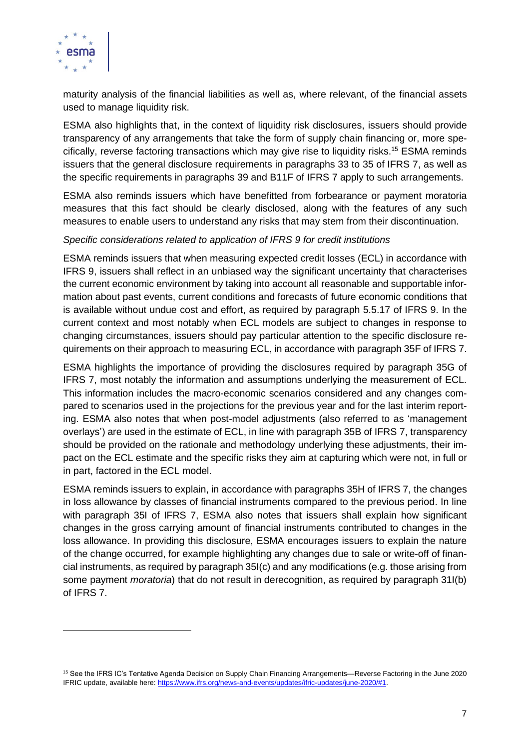maturity analysis of the financial liabilities as well as, where relevant, of the financial assets used to manage liquidity risk.

ESMA also highlights that, in the context of liquidity risk disclosures, issuers should provide transparency of any arrangements that take the form of supply chain financing or, more specifically, reverse factoring transactions which may give rise to liquidity risks.[15] ESMA reminds issuers that the general disclosure requirements in paragraphs 33 to 35 of IFRS 7, as well as the specific requirements in paragraphs 39 and B11F of IFRS 7 apply to such arrangements.

ESMA also reminds issuers which have benefitted from forbearance or payment moratoria measures that this fact should be clearly disclosed, along with the features of any such measures to enable users to understand any risks that may stem from their discontinuation.

*Specific considerations related to application of IFRS 9 for credit institutions*

ESMA reminds issuers that when measuring expected credit losses (ECL) in accordance with IFRS 9, issuers shall reflect in an unbiased way the significant uncertainty that characterises the current economic environment by taking into account all reasonable and supportable information about past events, current conditions and forecasts of future economic conditions that is available without undue cost and effort, as required by paragraph 5.5.17 of IFRS 9. In the current context and most notably when ECL models are subject to changes in response to changing circumstances, issuers should pay particular attention to the specific disclosure requirements on their approach to measuring ECL, in accordance with paragraph 35F of IFRS 7.

ESMA highlights the importance of providing the disclosures required by paragraph 35G of IFRS 7, most notably the information and assumptions underlying the measurement of ECL. This information includes the macro-economic scenarios considered and any changes compared to scenarios used in the projections for the previous year and for the last interim reporting. ESMA also notes that when post-model adjustments (also referred to as 'management overlays') are used in the estimate of ECL, in line with paragraph 35B of IFRS 7, transparency should be provided on the rationale and methodology underlying these adjustments, their impact on the ECL estimate and the specific risks they aim at capturing which were not, in full or in part, factored in the ECL model.

ESMA reminds issuers to explain, in accordance with paragraphs 35H of IFRS 7, the changes in loss allowance by classes of financial instruments compared to the previous period. In line with paragraph 35I of IFRS 7, ESMA also notes that issuers shall explain how significant changes in the gross carrying amount of financial instruments contributed to changes in the loss allowance. In providing this disclosure, ESMA encourages issuers to explain the nature of the change occurred, for example highlighting any changes due to sale or write-off of financial instruments, as required by paragraph 35I(c) and any modifications (e.g. those arising from some payment *moratoria*) that do not result in derecognition, as required by paragraph 31I(b) of IFRS 7.

---

[15] See the IFRS IC's Tentative Agenda Decision on Supply Chain Financing Arrangements—Reverse Factoring in the June 2020 IFRIC update, available here: https://www.ifrs.org/news-and-events/updates/ifric-updates/june-2020/#1.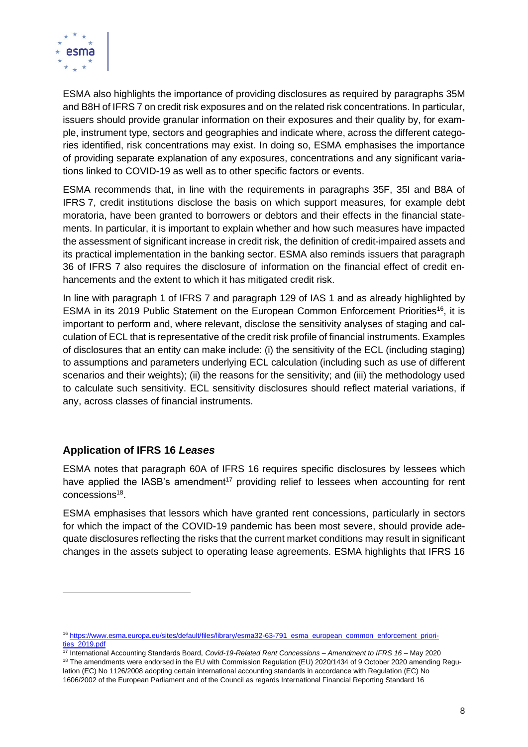ESMA also highlights the importance of providing disclosures as required by paragraphs 35M and B8H of IFRS 7 on credit risk exposures and on the related risk concentrations. In particular, issuers should provide granular information on their exposures and their quality by, for example, instrument type, sectors and geographies and indicate where, across the different categories identified, risk concentrations may exist. In doing so, ESMA emphasises the importance of providing separate explanation of any exposures, concentrations and any significant variations linked to COVID-19 as well as to other specific factors or events.

ESMA recommends that, in line with the requirements in paragraphs 35F, 35I and B8A of IFRS 7, credit institutions disclose the basis on which support measures, for example debt moratoria, have been granted to borrowers or debtors and their effects in the financial statements. In particular, it is important to explain whether and how such measures have impacted the assessment of significant increase in credit risk, the definition of credit-impaired assets and its practical implementation in the banking sector. ESMA also reminds issuers that paragraph 36 of IFRS 7 also requires the disclosure of information on the financial effect of credit enhancements and the extent to which it has mitigated credit risk.

In line with paragraph 1 of IFRS 7 and paragraph 129 of IAS 1 and as already highlighted by ESMA in its 2019 Public Statement on the European Common Enforcement Priorities[16], it is important to perform and, where relevant, disclose the sensitivity analyses of staging and calculation of ECL that is representative of the credit risk profile of financial instruments. Examples of disclosures that an entity can make include: (i) the sensitivity of the ECL (including staging) to assumptions and parameters underlying ECL calculation (including such as use of different scenarios and their weights); (ii) the reasons for the sensitivity; and (iii) the methodology used to calculate such sensitivity. ECL sensitivity disclosures should reflect material variations, if any, across classes of financial instruments.

## Application of IFRS 16 *Leases*

ESMA notes that paragraph 60A of IFRS 16 requires specific disclosures by lessees which have applied the IASB's amendment[17] providing relief to lessees when accounting for rent concessions[18].

ESMA emphasises that lessors which have granted rent concessions, particularly in sectors for which the impact of the COVID-19 pandemic has been most severe, should provide adequate disclosures reflecting the risks that the current market conditions may result in significant changes in the assets subject to operating lease agreements. ESMA highlights that IFRS 16

---

[16] https://www.esma.europa.eu/sites/default/files/library/esma32-63-791_esma_european_common_enforcement_priorities_2019.pdf

[17] International Accounting Standards Board, *Covid-19-Related Rent Concessions – Amendment to IFRS 16* – May 2020

[18] The amendments were endorsed in the EU with Commission Regulation (EU) 2020/1434 of 9 October 2020 amending Regulation (EC) No 1126/2008 adopting certain international accounting standards in accordance with Regulation (EC) No 1606/2002 of the European Parliament and of the Council as regards International Financial Reporting Standard 16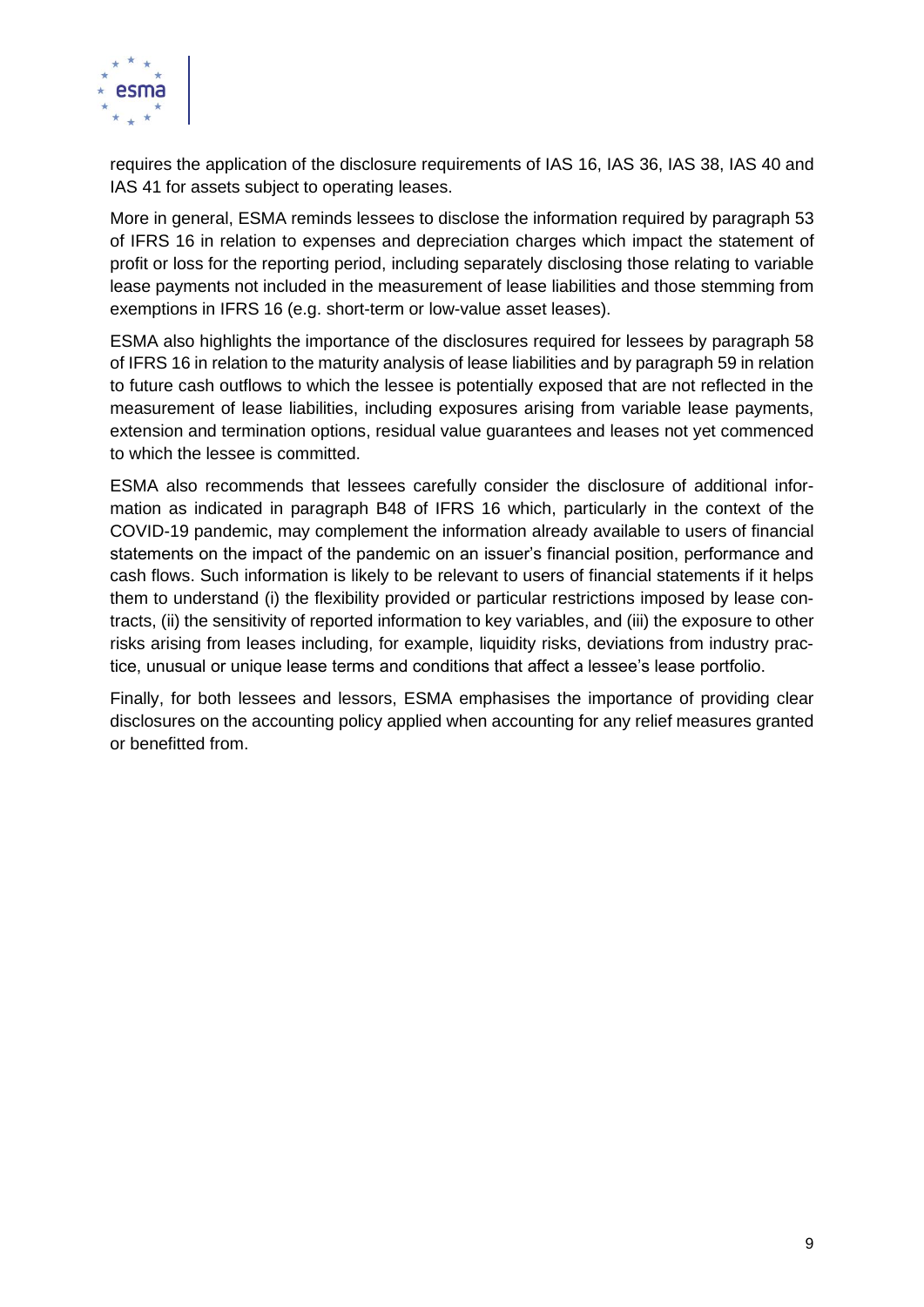requires the application of the disclosure requirements of IAS 16, IAS 36, IAS 38, IAS 40 and IAS 41 for assets subject to operating leases.

More in general, ESMA reminds lessees to disclose the information required by paragraph 53 of IFRS 16 in relation to expenses and depreciation charges which impact the statement of profit or loss for the reporting period, including separately disclosing those relating to variable lease payments not included in the measurement of lease liabilities and those stemming from exemptions in IFRS 16 (e.g. short-term or low-value asset leases).

ESMA also highlights the importance of the disclosures required for lessees by paragraph 58 of IFRS 16 in relation to the maturity analysis of lease liabilities and by paragraph 59 in relation to future cash outflows to which the lessee is potentially exposed that are not reflected in the measurement of lease liabilities, including exposures arising from variable lease payments, extension and termination options, residual value guarantees and leases not yet commenced to which the lessee is committed.

ESMA also recommends that lessees carefully consider the disclosure of additional information as indicated in paragraph B48 of IFRS 16 which, particularly in the context of the COVID-19 pandemic, may complement the information already available to users of financial statements on the impact of the pandemic on an issuer's financial position, performance and cash flows. Such information is likely to be relevant to users of financial statements if it helps them to understand (i) the flexibility provided or particular restrictions imposed by lease contracts, (ii) the sensitivity of reported information to key variables, and (iii) the exposure to other risks arising from leases including, for example, liquidity risks, deviations from industry practice, unusual or unique lease terms and conditions that affect a lessee's lease portfolio.

Finally, for both lessees and lessors, ESMA emphasises the importance of providing clear disclosures on the accounting policy applied when accounting for any relief measures granted or benefitted from.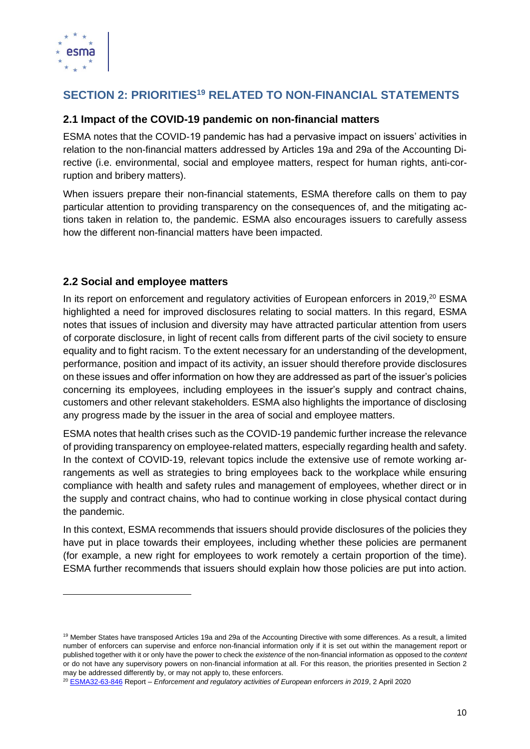## SECTION 2: PRIORITIES[19] RELATED TO NON-FINANCIAL STATEMENTS

### 2.1 Impact of the COVID-19 pandemic on non-financial matters

ESMA notes that the COVID-19 pandemic has had a pervasive impact on issuers' activities in relation to the non-financial matters addressed by Articles 19a and 29a of the Accounting Directive (i.e. environmental, social and employee matters, respect for human rights, anti-corruption and bribery matters).

When issuers prepare their non-financial statements, ESMA therefore calls on them to pay particular attention to providing transparency on the consequences of, and the mitigating actions taken in relation to, the pandemic. ESMA also encourages issuers to carefully assess how the different non-financial matters have been impacted.

### 2.2 Social and employee matters

In its report on enforcement and regulatory activities of European enforcers in 2019,[20] ESMA highlighted a need for improved disclosures relating to social matters. In this regard, ESMA notes that issues of inclusion and diversity may have attracted particular attention from users of corporate disclosure, in light of recent calls from different parts of the civil society to ensure equality and to fight racism. To the extent necessary for an understanding of the development, performance, position and impact of its activity, an issuer should therefore provide disclosures on these issues and offer information on how they are addressed as part of the issuer's policies concerning its employees, including employees in the issuer's supply and contract chains, customers and other relevant stakeholders. ESMA also highlights the importance of disclosing any progress made by the issuer in the area of social and employee matters.

ESMA notes that health crises such as the COVID-19 pandemic further increase the relevance of providing transparency on employee-related matters, especially regarding health and safety. In the context of COVID-19, relevant topics include the extensive use of remote working arrangements as well as strategies to bring employees back to the workplace while ensuring compliance with health and safety rules and management of employees, whether direct or in the supply and contract chains, who had to continue working in close physical contact during the pandemic.

In this context, ESMA recommends that issuers should provide disclosures of the policies they have put in place towards their employees, including whether these policies are permanent (for example, a new right for employees to work remotely a certain proportion of the time). ESMA further recommends that issuers should explain how those policies are put into action.

---

[19] Member States have transposed Articles 19a and 29a of the Accounting Directive with some differences. As a result, a limited number of enforcers can supervise and enforce non-financial information only if it is set out within the management report or published together with it or only have the power to check the *existence* of the non-financial information as opposed to the *content* or do not have any supervisory powers on non-financial information at all. For this reason, the priorities presented in Section 2 may be addressed differently by, or may not apply to, these enforcers.

[20] ESMA32-63-846 Report – *Enforcement and regulatory activities of European enforcers in 2019*, 2 April 2020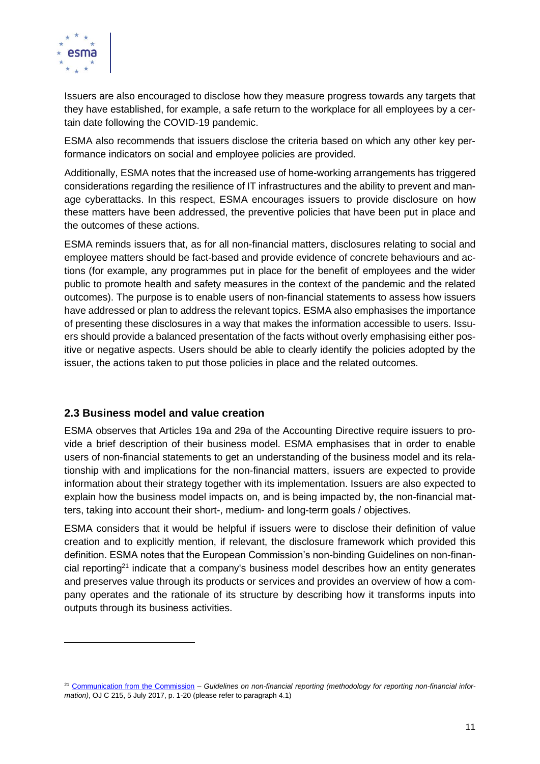Issuers are also encouraged to disclose how they measure progress towards any targets that they have established, for example, a safe return to the workplace for all employees by a certain date following the COVID-19 pandemic.

ESMA also recommends that issuers disclose the criteria based on which any other key performance indicators on social and employee policies are provided.

Additionally, ESMA notes that the increased use of home-working arrangements has triggered considerations regarding the resilience of IT infrastructures and the ability to prevent and manage cyberattacks. In this respect, ESMA encourages issuers to provide disclosure on how these matters have been addressed, the preventive policies that have been put in place and the outcomes of these actions.

ESMA reminds issuers that, as for all non-financial matters, disclosures relating to social and employee matters should be fact-based and provide evidence of concrete behaviours and actions (for example, any programmes put in place for the benefit of employees and the wider public to promote health and safety measures in the context of the pandemic and the related outcomes). The purpose is to enable users of non-financial statements to assess how issuers have addressed or plan to address the relevant topics. ESMA also emphasises the importance of presenting these disclosures in a way that makes the information accessible to users. Issuers should provide a balanced presentation of the facts without overly emphasising either positive or negative aspects. Users should be able to clearly identify the policies adopted by the issuer, the actions taken to put those policies in place and the related outcomes.

## 2.3 Business model and value creation

ESMA observes that Articles 19a and 29a of the Accounting Directive require issuers to provide a brief description of their business model. ESMA emphasises that in order to enable users of non-financial statements to get an understanding of the business model and its relationship with and implications for the non-financial matters, issuers are expected to provide information about their strategy together with its implementation. Issuers are also expected to explain how the business model impacts on, and is being impacted by, the non-financial matters, taking into account their short-, medium- and long-term goals / objectives.

ESMA considers that it would be helpful if issuers were to disclose their definition of value creation and to explicitly mention, if relevant, the disclosure framework which provided this definition. ESMA notes that the European Commission's non-binding Guidelines on non-financial reporting[21] indicate that a company's business model describes how an entity generates and preserves value through its products or services and provides an overview of how a company operates and the rationale of its structure by describing how it transforms inputs into outputs through its business activities.

---

[21] Communication from the Commission – *Guidelines on non-financial reporting (methodology for reporting non-financial information)*, OJ C 215, 5 July 2017, p. 1-20 (please refer to paragraph 4.1)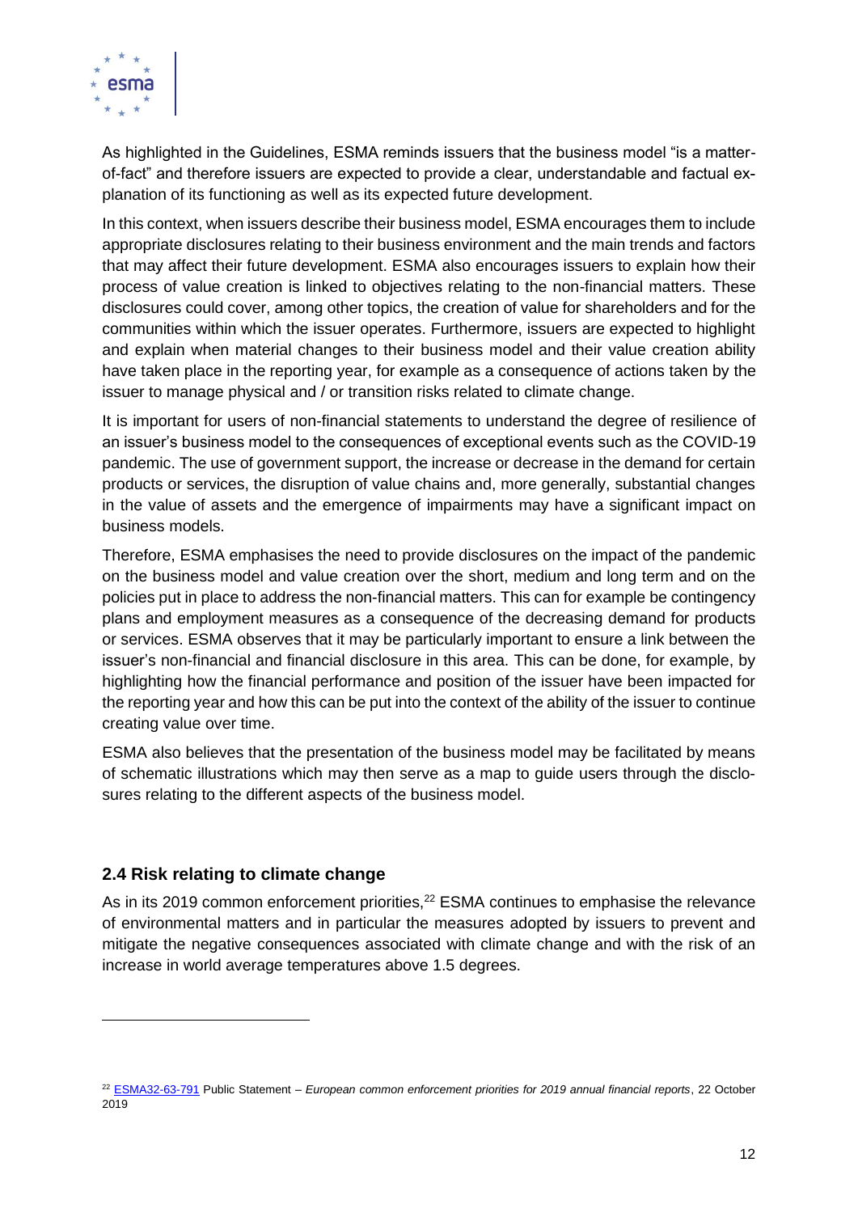As highlighted in the Guidelines, ESMA reminds issuers that the business model "is a matter-of-fact" and therefore issuers are expected to provide a clear, understandable and factual explanation of its functioning as well as its expected future development.

In this context, when issuers describe their business model, ESMA encourages them to include appropriate disclosures relating to their business environment and the main trends and factors that may affect their future development. ESMA also encourages issuers to explain how their process of value creation is linked to objectives relating to the non-financial matters. These disclosures could cover, among other topics, the creation of value for shareholders and for the communities within which the issuer operates. Furthermore, issuers are expected to highlight and explain when material changes to their business model and their value creation ability have taken place in the reporting year, for example as a consequence of actions taken by the issuer to manage physical and / or transition risks related to climate change.

It is important for users of non-financial statements to understand the degree of resilience of an issuer's business model to the consequences of exceptional events such as the COVID-19 pandemic. The use of government support, the increase or decrease in the demand for certain products or services, the disruption of value chains and, more generally, substantial changes in the value of assets and the emergence of impairments may have a significant impact on business models.

Therefore, ESMA emphasises the need to provide disclosures on the impact of the pandemic on the business model and value creation over the short, medium and long term and on the policies put in place to address the non-financial matters. This can for example be contingency plans and employment measures as a consequence of the decreasing demand for products or services. ESMA observes that it may be particularly important to ensure a link between the issuer's non-financial and financial disclosure in this area. This can be done, for example, by highlighting how the financial performance and position of the issuer have been impacted for the reporting year and how this can be put into the context of the ability of the issuer to continue creating value over time.

ESMA also believes that the presentation of the business model may be facilitated by means of schematic illustrations which may then serve as a map to guide users through the disclosures relating to the different aspects of the business model.

## 2.4 Risk relating to climate change

As in its 2019 common enforcement priorities,[22] ESMA continues to emphasise the relevance of environmental matters and in particular the measures adopted by issuers to prevent and mitigate the negative consequences associated with climate change and with the risk of an increase in world average temperatures above 1.5 degrees.

[22] ESMA32-63-791 Public Statement – *European common enforcement priorities for 2019 annual financial reports*, 22 October 2019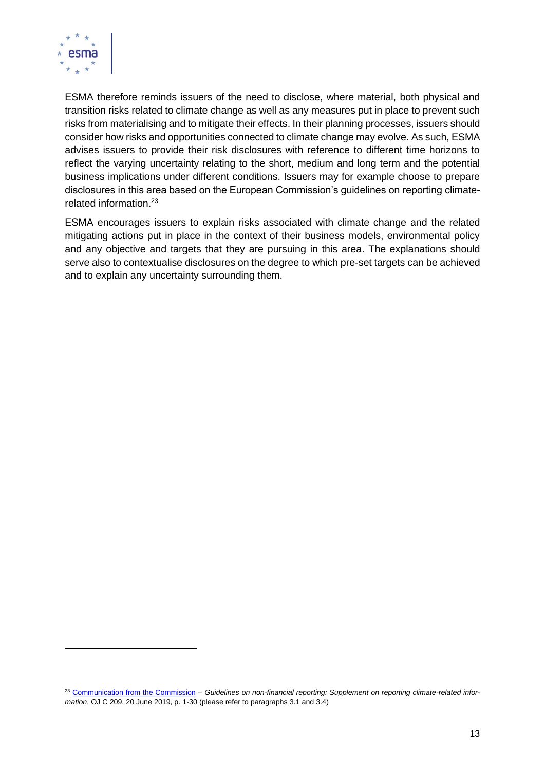ESMA therefore reminds issuers of the need to disclose, where material, both physical and transition risks related to climate change as well as any measures put in place to prevent such risks from materialising and to mitigate their effects. In their planning processes, issuers should consider how risks and opportunities connected to climate change may evolve. As such, ESMA advises issuers to provide their risk disclosures with reference to different time horizons to reflect the varying uncertainty relating to the short, medium and long term and the potential business implications under different conditions. Issuers may for example choose to prepare disclosures in this area based on the European Commission's guidelines on reporting climate-related information.[23]

ESMA encourages issuers to explain risks associated with climate change and the related mitigating actions put in place in the context of their business models, environmental policy and any objective and targets that they are pursuing in this area. The explanations should serve also to contextualise disclosures on the degree to which pre-set targets can be achieved and to explain any uncertainty surrounding them.

---

[23] Communication from the Commission – *Guidelines on non-financial reporting: Supplement on reporting climate-related information*, OJ C 209, 20 June 2019, p. 1-30 (please refer to paragraphs 3.1 and 3.4)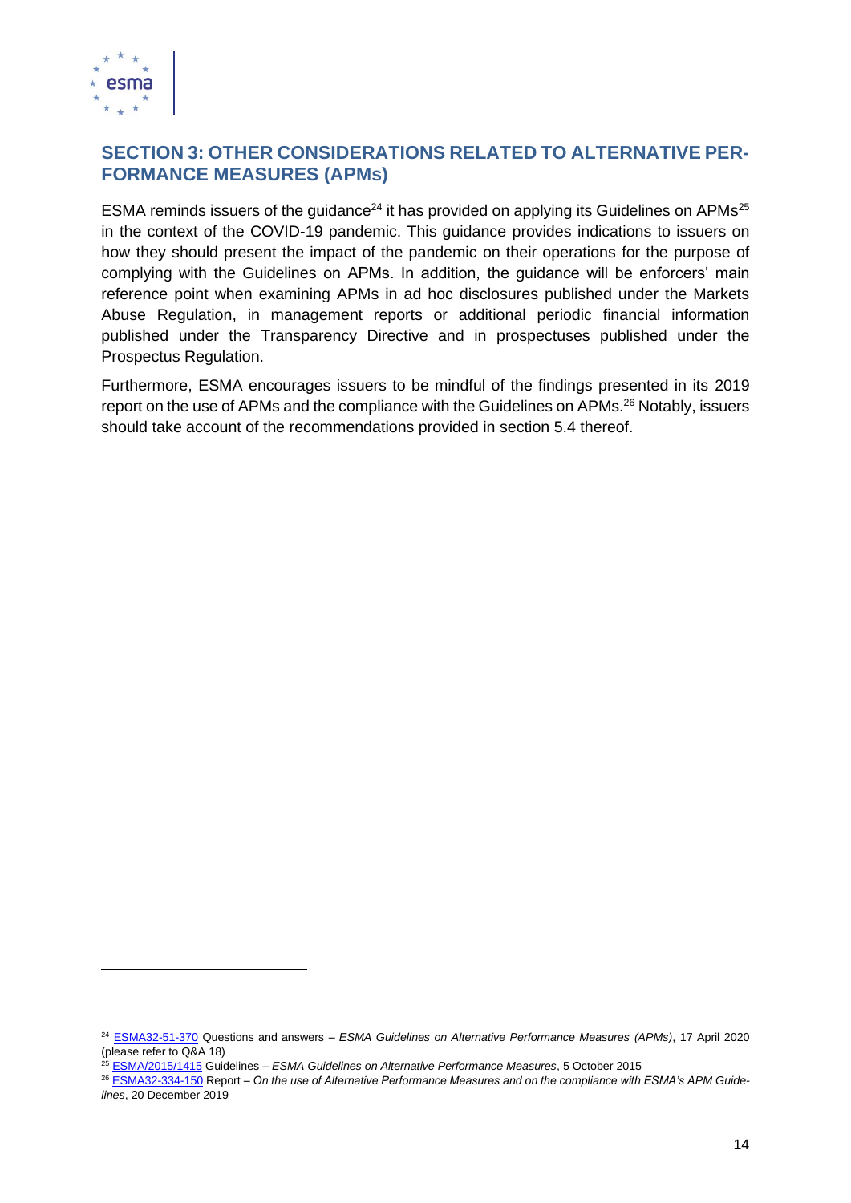## SECTION 3: OTHER CONSIDERATIONS RELATED TO ALTERNATIVE PERFORMANCE MEASURES (APMs)

ESMA reminds issuers of the guidance[24] it has provided on applying its Guidelines on APMs[25] in the context of the COVID-19 pandemic. This guidance provides indications to issuers on how they should present the impact of the pandemic on their operations for the purpose of complying with the Guidelines on APMs. In addition, the guidance will be enforcers' main reference point when examining APMs in ad hoc disclosures published under the Markets Abuse Regulation, in management reports or additional periodic financial information published under the Transparency Directive and in prospectuses published under the Prospectus Regulation.

Furthermore, ESMA encourages issuers to be mindful of the findings presented in its 2019 report on the use of APMs and the compliance with the Guidelines on APMs.[26] Notably, issuers should take account of the recommendations provided in section 5.4 thereof.

---

[24] ESMA32-51-370 Questions and answers – *ESMA Guidelines on Alternative Performance Measures (APMs)*, 17 April 2020 (please refer to Q&A 18)

[25] ESMA/2015/1415 Guidelines – *ESMA Guidelines on Alternative Performance Measures*, 5 October 2015

[26] ESMA32-334-150 Report – *On the use of Alternative Performance Measures and on the compliance with ESMA's APM Guidelines*, 20 December 2019